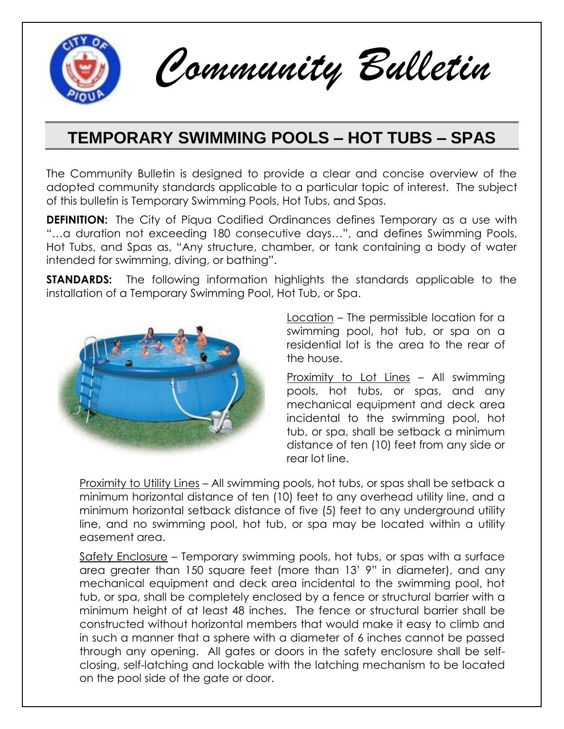# *Community Bulletin*

## TEMPORARY SWIMMING POOLS – HOT TUBS – SPAS

The Community Bulletin is designed to provide a clear and concise overview of the adopted community standards applicable to a particular topic of interest. The subject of this bulletin is Temporary Swimming Pools, Hot Tubs, and Spas.

**DEFINITION:** The City of Piqua Codified Ordinances defines Temporary as a use with "…a duration not exceeding 180 consecutive days…", and defines Swimming Pools, Hot Tubs, and Spas as, "Any structure, chamber, or tank containing a body of water intended for swimming, diving, or bathing".

**STANDARDS:** The following information highlights the standards applicable to the installation of a Temporary Swimming Pool, Hot Tub, or Spa.

Location – The permissible location for a swimming pool, hot tub, or spa on a residential lot is the area to the rear of the house.

Proximity to Lot Lines – All swimming pools, hot tubs, or spas, and any mechanical equipment and deck area incidental to the swimming pool, hot tub, or spa, shall be setback a minimum distance of ten (10) feet from any side or rear lot line.

Proximity to Utility Lines – All swimming pools, hot tubs, or spas shall be setback a minimum horizontal distance of ten (10) feet to any overhead utility line, and a minimum horizontal setback distance of five (5) feet to any underground utility line, and no swimming pool, hot tub, or spa may be located within a utility easement area.

Safety Enclosure – Temporary swimming pools, hot tubs, or spas with a surface area greater than 150 square feet (more than 13' 9" in diameter), and any mechanical equipment and deck area incidental to the swimming pool, hot tub, or spa, shall be completely enclosed by a fence or structural barrier with a minimum height of at least 48 inches. The fence or structural barrier shall be constructed without horizontal members that would make it easy to climb and in such a manner that a sphere with a diameter of 6 inches cannot be passed through any opening. All gates or doors in the safety enclosure shall be self-closing, self-latching and lockable with the latching mechanism to be located on the pool side of the gate or door.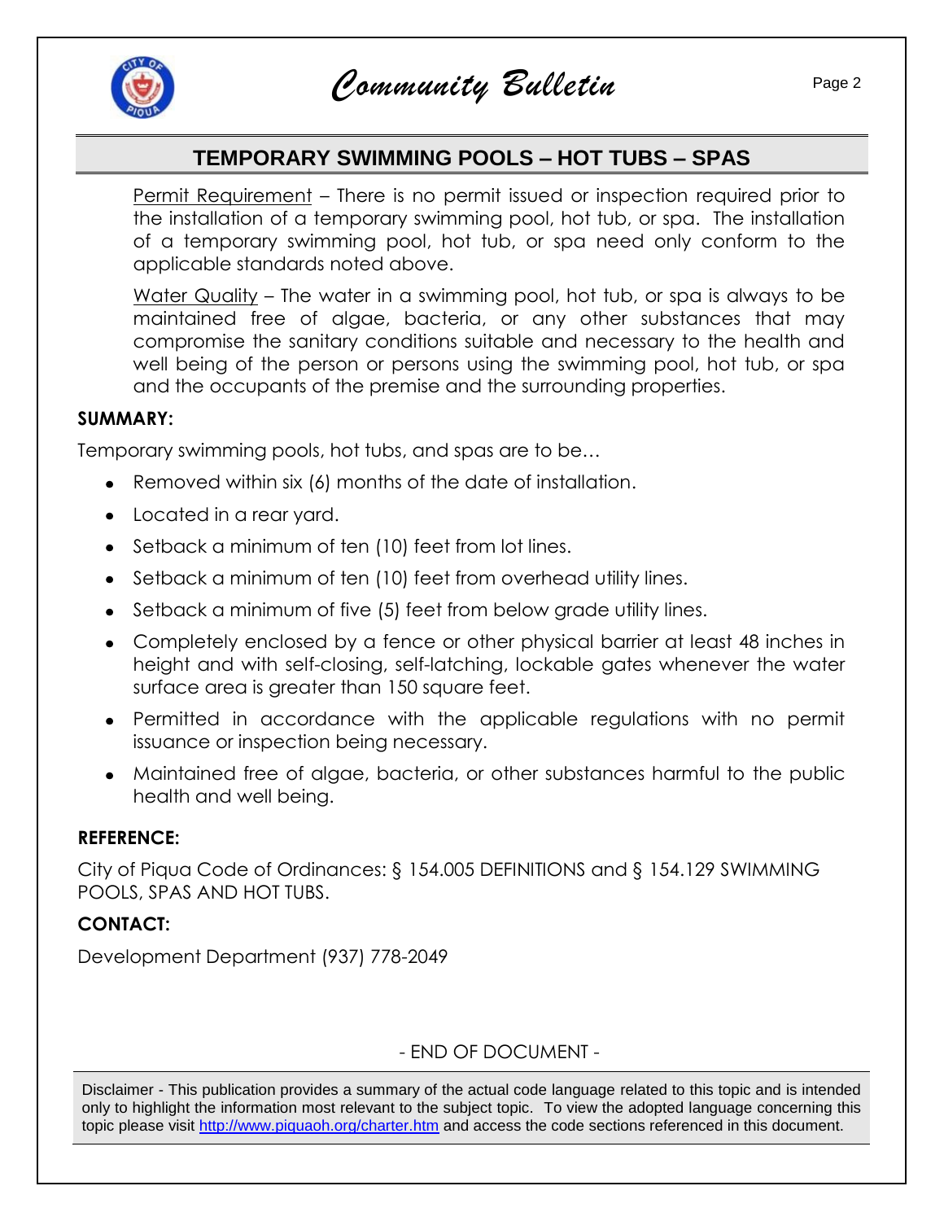## TEMPORARY SWIMMING POOLS – HOT TUBS – SPAS

<u>Permit Requirement</u> – There is no permit issued or inspection required prior to the installation of a temporary swimming pool, hot tub, or spa. The installation of a temporary swimming pool, hot tub, or spa need only conform to the applicable standards noted above.

<u>Water Quality</u> – The water in a swimming pool, hot tub, or spa is always to be maintained free of algae, bacteria, or any other substances that may compromise the sanitary conditions suitable and necessary to the health and well being of the person or persons using the swimming pool, hot tub, or spa and the occupants of the premise and the surrounding properties.

**SUMMARY:**

Temporary swimming pools, hot tubs, and spas are to be…

- Removed within six (6) months of the date of installation.
- Located in a rear yard.
- Setback a minimum of ten (10) feet from lot lines.
- Setback a minimum of ten (10) feet from overhead utility lines.
- Setback a minimum of five (5) feet from below grade utility lines.
- Completely enclosed by a fence or other physical barrier at least 48 inches in height and with self-closing, self-latching, lockable gates whenever the water surface area is greater than 150 square feet.
- Permitted in accordance with the applicable regulations with no permit issuance or inspection being necessary.
- Maintained free of algae, bacteria, or other substances harmful to the public health and well being.

**REFERENCE:**

City of Piqua Code of Ordinances: § 154.005 DEFINITIONS and § 154.129 SWIMMING POOLS, SPAS AND HOT TUBS.

**CONTACT:**

Development Department (937) 778-2049

- END OF DOCUMENT -

Disclaimer - This publication provides a summary of the actual code language related to this topic and is intended only to highlight the information most relevant to the subject topic. To view the adopted language concerning this topic please visit http://www.piquaoh.org/charter.htm and access the code sections referenced in this document.